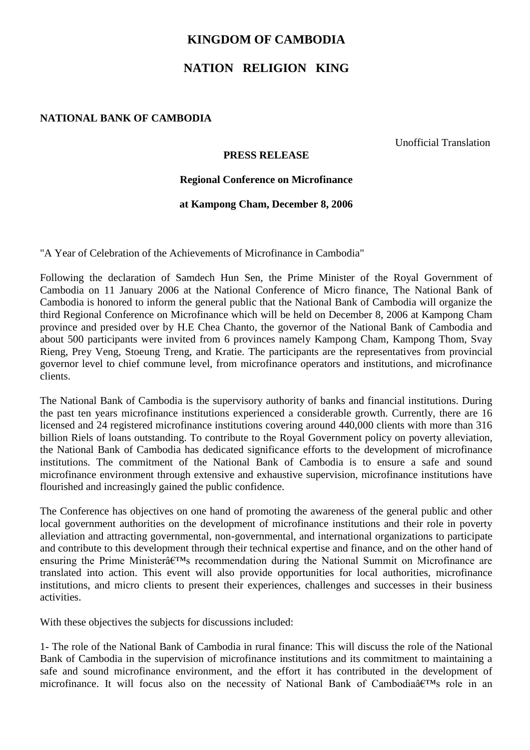# KINGDOM OF CAMBODIA

# NATION RELIGION KING

**NATIONAL BANK OF CAMBODIA**

Unofficial Translation

**PRESS RELEASE**

**Regional Conference on Microfinance**

**at Kampong Cham, December 8, 2006**

"A Year of Celebration of the Achievements of Microfinance in Cambodia"

Following the declaration of Samdech Hun Sen, the Prime Minister of the Royal Government of Cambodia on 11 January 2006 at the National Conference of Micro finance, The National Bank of Cambodia is honored to inform the general public that the National Bank of Cambodia will organize the third Regional Conference on Microfinance which will be held on December 8, 2006 at Kampong Cham province and presided over by H.E Chea Chanto, the governor of the National Bank of Cambodia and about 500 participants were invited from 6 provinces namely Kampong Cham, Kampong Thom, Svay Rieng, Prey Veng, Stoeung Treng, and Kratie. The participants are the representatives from provincial governor level to chief commune level, from microfinance operators and institutions, and microfinance clients.

The National Bank of Cambodia is the supervisory authority of banks and financial institutions. During the past ten years microfinance institutions experienced a considerable growth. Currently, there are 16 licensed and 24 registered microfinance institutions covering around 440,000 clients with more than 316 billion Riels of loans outstanding. To contribute to the Royal Government policy on poverty alleviation, the National Bank of Cambodia has dedicated significance efforts to the development of microfinance institutions. The commitment of the National Bank of Cambodia is to ensure a safe and sound microfinance environment through extensive and exhaustive supervision, microfinance institutions have flourished and increasingly gained the public confidence.

The Conference has objectives on one hand of promoting the awareness of the general public and other local government authorities on the development of microfinance institutions and their role in poverty alleviation and attracting governmental, non-governmental, and international organizations to participate and contribute to this development through their technical expertise and finance, and on the other hand of ensuring the Prime Ministerâ€™s recommendation during the National Summit on Microfinance are translated into action. This event will also provide opportunities for local authorities, microfinance institutions, and micro clients to present their experiences, challenges and successes in their business activities.

With these objectives the subjects for discussions included:

1- The role of the National Bank of Cambodia in rural finance: This will discuss the role of the National Bank of Cambodia in the supervision of microfinance institutions and its commitment to maintaining a safe and sound microfinance environment, and the effort it has contributed in the development of microfinance. It will focus also on the necessity of National Bank of Cambodiaâ€™s role in an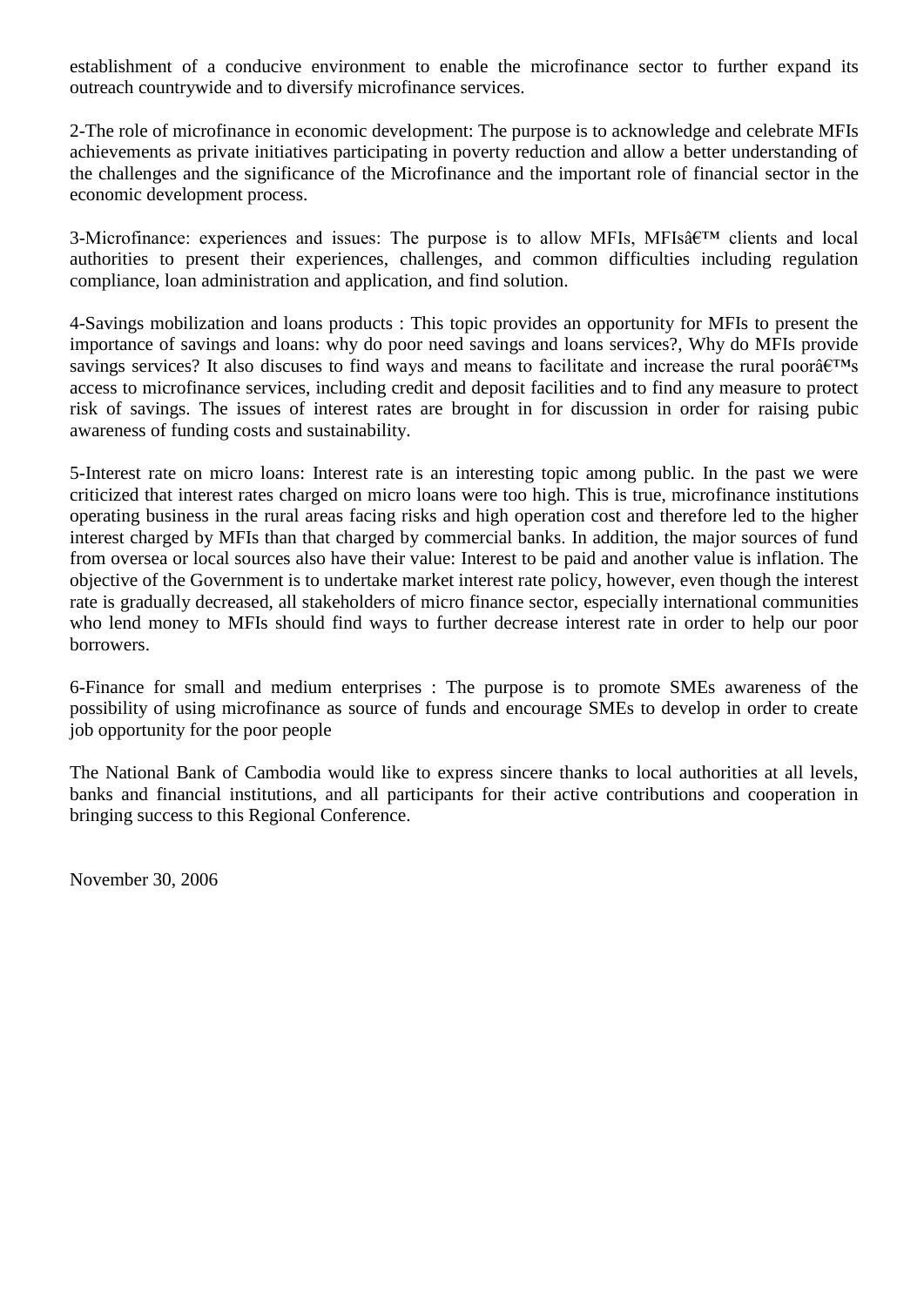establishment of a conducive environment to enable the microfinance sector to further expand its outreach countrywide and to diversify microfinance services.

2-The role of microfinance in economic development: The purpose is to acknowledge and celebrate MFIs achievements as private initiatives participating in poverty reduction and allow a better understanding of the challenges and the significance of the Microfinance and the important role of financial sector in the economic development process.

3-Microfinance: experiences and issues: The purpose is to allow MFIs, MFIsâ€™ clients and local authorities to present their experiences, challenges, and common difficulties including regulation compliance, loan administration and application, and find solution.

4-Savings mobilization and loans products : This topic provides an opportunity for MFIs to present the importance of savings and loans: why do poor need savings and loans services?, Why do MFIs provide savings services? It also discuses to find ways and means to facilitate and increase the rural poorâ€™s access to microfinance services, including credit and deposit facilities and to find any measure to protect risk of savings. The issues of interest rates are brought in for discussion in order for raising pubic awareness of funding costs and sustainability.

5-Interest rate on micro loans: Interest rate is an interesting topic among public. In the past we were criticized that interest rates charged on micro loans were too high. This is true, microfinance institutions operating business in the rural areas facing risks and high operation cost and therefore led to the higher interest charged by MFIs than that charged by commercial banks. In addition, the major sources of fund from oversea or local sources also have their value: Interest to be paid and another value is inflation. The objective of the Government is to undertake market interest rate policy, however, even though the interest rate is gradually decreased, all stakeholders of micro finance sector, especially international communities who lend money to MFIs should find ways to further decrease interest rate in order to help our poor borrowers.

6-Finance for small and medium enterprises : The purpose is to promote SMEs awareness of the possibility of using microfinance as source of funds and encourage SMEs to develop in order to create job opportunity for the poor people

The National Bank of Cambodia would like to express sincere thanks to local authorities at all levels, banks and financial institutions, and all participants for their active contributions and cooperation in bringing success to this Regional Conference.

November 30, 2006